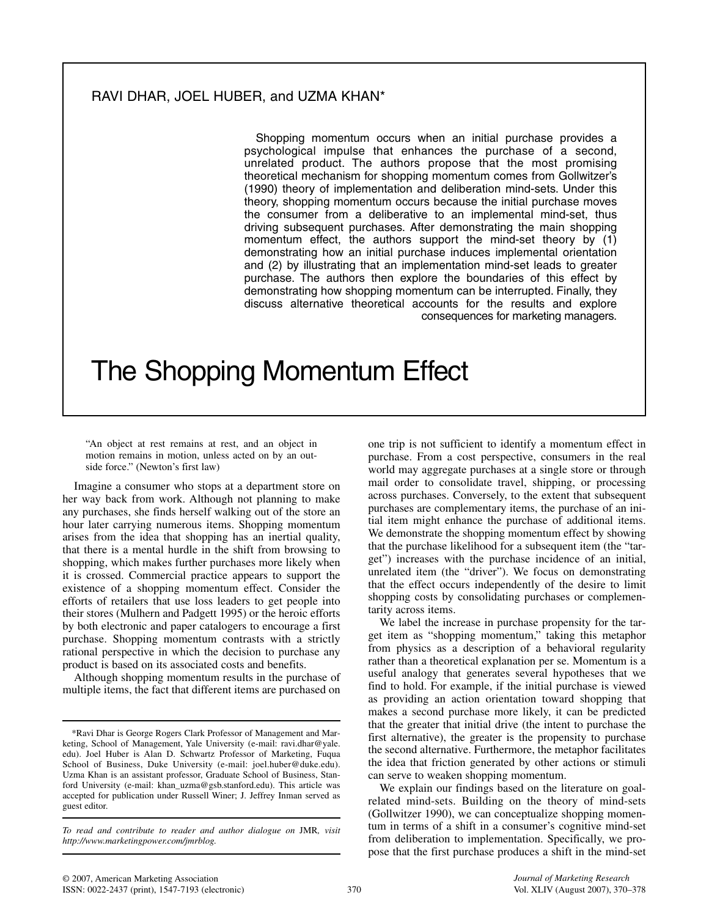RAVI DHAR, JOEL HUBER, and UZMA KHAN*

Shopping momentum occurs when an initial purchase provides a psychological impulse that enhances the purchase of a second, unrelated product. The authors propose that the most promising theoretical mechanism for shopping momentum comes from Gollwitzer's (1990) theory of implementation and deliberation mind-sets. Under this theory, shopping momentum occurs because the initial purchase moves the consumer from a deliberative to an implemental mind-set, thus driving subsequent purchases. After demonstrating the main shopping momentum effect, the authors support the mind-set theory by (1) demonstrating how an initial purchase induces implemental orientation and (2) by illustrating that an implementation mind-set leads to greater purchase. The authors then explore the boundaries of this effect by demonstrating how shopping momentum can be interrupted. Finally, they discuss alternative theoretical accounts for the results and explore consequences for marketing managers.

# The Shopping Momentum Effect

> "An object at rest remains at rest, and an object in motion remains in motion, unless acted on by an outside force." (Newton's first law)

Imagine a consumer who stops at a department store on her way back from work. Although not planning to make any purchases, she finds herself walking out of the store an hour later carrying numerous items. Shopping momentum arises from the idea that shopping has an inertial quality, that there is a mental hurdle in the shift from browsing to shopping, which makes further purchases more likely when it is crossed. Commercial practice appears to support the existence of a shopping momentum effect. Consider the efforts of retailers that use loss leaders to get people into their stores (Mulhern and Padgett 1995) or the heroic efforts by both electronic and paper catalogers to encourage a first purchase. Shopping momentum contrasts with a strictly rational perspective in which the decision to purchase any product is based on its associated costs and benefits.

Although shopping momentum results in the purchase of multiple items, the fact that different items are purchased on one trip is not sufficient to identify a momentum effect in purchase. From a cost perspective, consumers in the real world may aggregate purchases at a single store or through mail order to consolidate travel, shipping, or processing across purchases. Conversely, to the extent that subsequent purchases are complementary items, the purchase of an initial item might enhance the purchase of additional items. We demonstrate the shopping momentum effect by showing that the purchase likelihood for a subsequent item (the "target") increases with the purchase incidence of an initial, unrelated item (the "driver"). We focus on demonstrating that the effect occurs independently of the desire to limit shopping costs by consolidating purchases or complementarity across items.

We label the increase in purchase propensity for the target item as "shopping momentum," taking this metaphor from physics as a description of a behavioral regularity rather than a theoretical explanation per se. Momentum is a useful analogy that generates several hypotheses that we find to hold. For example, if the initial purchase is viewed as providing an action orientation toward shopping that makes a second purchase more likely, it can be predicted that the greater that initial drive (the intent to purchase the first alternative), the greater is the propensity to purchase the second alternative. Furthermore, the metaphor facilitates the idea that friction generated by other actions or stimuli can serve to weaken shopping momentum.

We explain our findings based on the literature on goal-related mind-sets. Building on the theory of mind-sets (Gollwitzer 1990), we can conceptualize shopping momentum in terms of a shift in a consumer's cognitive mind-set from deliberation to implementation. Specifically, we propose that the first purchase produces a shift in the mind-set

---

*Ravi Dhar is George Rogers Clark Professor of Management and Marketing, School of Management, Yale University (e-mail: ravi.dhar@yale.edu). Joel Huber is Alan D. Schwartz Professor of Marketing, Fuqua School of Business, Duke University (e-mail: joel.huber@duke.edu). Uzma Khan is an assistant professor, Graduate School of Business, Stanford University (e-mail: khan_uzma@gsb.stanford.edu). This article was accepted for publication under Russell Winer; J. Jeffrey Inman served as guest editor.

*To read and contribute to reader and author dialogue on* JMR*, visit http://www.marketingpower.com/jmrblog.*

© 2007, American Marketing Association
ISSN: 0022-2437 (print), 1547-7193 (electronic)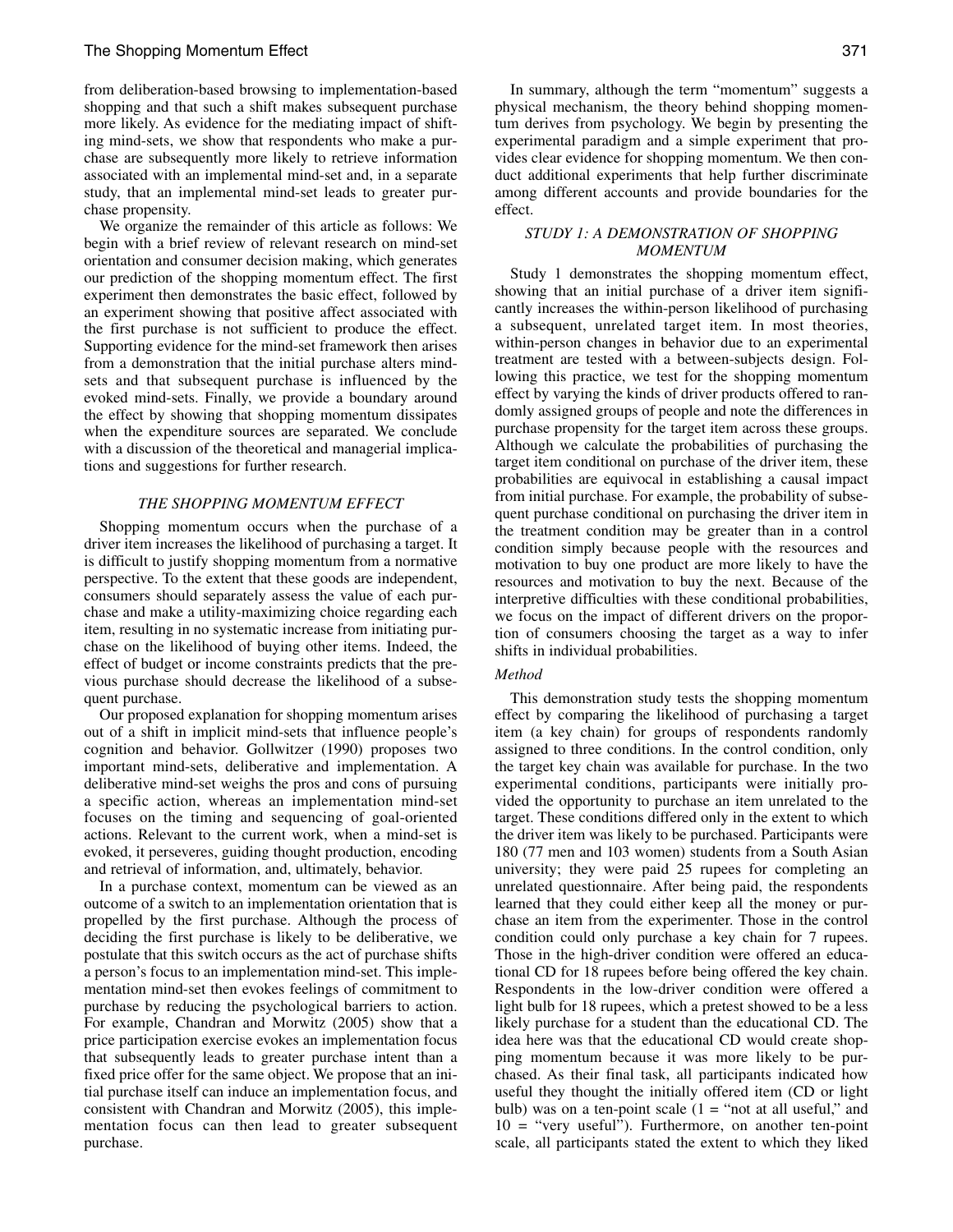from deliberation-based browsing to implementation-based shopping and that such a shift makes subsequent purchase more likely. As evidence for the mediating impact of shifting mind-sets, we show that respondents who make a purchase are subsequently more likely to retrieve information associated with an implemental mind-set and, in a separate study, that an implemental mind-set leads to greater purchase propensity.

We organize the remainder of this article as follows: We begin with a brief review of relevant research on mind-set orientation and consumer decision making, which generates our prediction of the shopping momentum effect. The first experiment then demonstrates the basic effect, followed by an experiment showing that positive affect associated with the first purchase is not sufficient to produce the effect. Supporting evidence for the mind-set framework then arises from a demonstration that the initial purchase alters mind-sets and that subsequent purchase is influenced by the evoked mind-sets. Finally, we provide a boundary around the effect by showing that shopping momentum dissipates when the expenditure sources are separated. We conclude with a discussion of the theoretical and managerial implications and suggestions for further research.

## *THE SHOPPING MOMENTUM EFFECT*

Shopping momentum occurs when the purchase of a driver item increases the likelihood of purchasing a target. It is difficult to justify shopping momentum from a normative perspective. To the extent that these goods are independent, consumers should separately assess the value of each purchase and make a utility-maximizing choice regarding each item, resulting in no systematic increase from initiating purchase on the likelihood of buying other items. Indeed, the effect of budget or income constraints predicts that the previous purchase should decrease the likelihood of a subsequent purchase.

Our proposed explanation for shopping momentum arises out of a shift in implicit mind-sets that influence people's cognition and behavior. Gollwitzer (1990) proposes two important mind-sets, deliberative and implementation. A deliberative mind-set weighs the pros and cons of pursuing a specific action, whereas an implementation mind-set focuses on the timing and sequencing of goal-oriented actions. Relevant to the current work, when a mind-set is evoked, it perseveres, guiding thought production, encoding and retrieval of information, and, ultimately, behavior.

In a purchase context, momentum can be viewed as an outcome of a switch to an implementation orientation that is propelled by the first purchase. Although the process of deciding the first purchase is likely to be deliberative, we postulate that this switch occurs as the act of purchase shifts a person's focus to an implementation mind-set. This implementation mind-set then evokes feelings of commitment to purchase by reducing the psychological barriers to action. For example, Chandran and Morwitz (2005) show that a price participation exercise evokes an implementation focus that subsequently leads to greater purchase intent than a fixed price offer for the same object. We propose that an initial purchase itself can induce an implementation focus, and consistent with Chandran and Morwitz (2005), this implementation focus can then lead to greater subsequent purchase.

In summary, although the term "momentum" suggests a physical mechanism, the theory behind shopping momentum derives from psychology. We begin by presenting the experimental paradigm and a simple experiment that provides clear evidence for shopping momentum. We then conduct additional experiments that help further discriminate among different accounts and provide boundaries for the effect.

## *STUDY 1: A DEMONSTRATION OF SHOPPING MOMENTUM*

Study 1 demonstrates the shopping momentum effect, showing that an initial purchase of a driver item significantly increases the within-person likelihood of purchasing a subsequent, unrelated target item. In most theories, within-person changes in behavior due to an experimental treatment are tested with a between-subjects design. Following this practice, we test for the shopping momentum effect by varying the kinds of driver products offered to randomly assigned groups of people and note the differences in purchase propensity for the target item across these groups. Although we calculate the probabilities of purchasing the target item conditional on purchase of the driver item, these probabilities are equivocal in establishing a causal impact from initial purchase. For example, the probability of subsequent purchase conditional on purchasing the driver item in the treatment condition may be greater than in a control condition simply because people with the resources and motivation to buy one product are more likely to have the resources and motivation to buy the next. Because of the interpretive difficulties with these conditional probabilities, we focus on the impact of different drivers on the proportion of consumers choosing the target as a way to infer shifts in individual probabilities.

### *Method*

This demonstration study tests the shopping momentum effect by comparing the likelihood of purchasing a target item (a key chain) for groups of respondents randomly assigned to three conditions. In the control condition, only the target key chain was available for purchase. In the two experimental conditions, participants were initially provided the opportunity to purchase an item unrelated to the target. These conditions differed only in the extent to which the driver item was likely to be purchased. Participants were 180 (77 men and 103 women) students from a South Asian university; they were paid 25 rupees for completing an unrelated questionnaire. After being paid, the respondents learned that they could either keep all the money or purchase an item from the experimenter. Those in the control condition could only purchase a key chain for 7 rupees. Those in the high-driver condition were offered an educational CD for 18 rupees before being offered the key chain. Respondents in the low-driver condition were offered a light bulb for 18 rupees, which a pretest showed to be a less likely purchase for a student than the educational CD. The idea here was that the educational CD would create shopping momentum because it was more likely to be purchased. As their final task, all participants indicated how useful they thought the initially offered item (CD or light bulb) was on a ten-point scale (1 = "not at all useful," and 10 = "very useful"). Furthermore, on another ten-point scale, all participants stated the extent to which they liked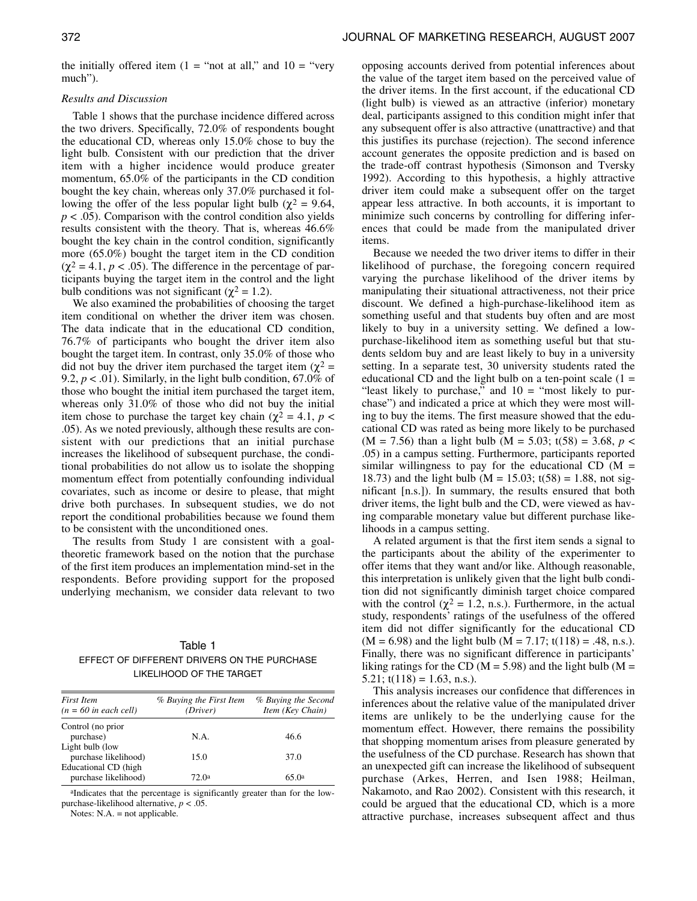the initially offered item (1 = "not at all," and 10 = "very much").

### *Results and Discussion*

Table 1 shows that the purchase incidence differed across the two drivers. Specifically, 72.0% of respondents bought the educational CD, whereas only 15.0% chose to buy the light bulb. Consistent with our prediction that the driver item with a higher incidence would produce greater momentum, 65.0% of the participants in the CD condition bought the key chain, whereas only 37.0% purchased it following the offer of the less popular light bulb ($\chi^2 = 9.64$, $p < .05$). Comparison with the control condition also yields results consistent with the theory. That is, whereas 46.6% bought the key chain in the control condition, significantly more (65.0%) bought the target item in the CD condition ($\chi^2 = 4.1$, $p < .05$). The difference in the percentage of participants buying the target item in the control and the light bulb conditions was not significant ($\chi^2 = 1.2$).

We also examined the probabilities of choosing the target item conditional on whether the driver item was chosen. The data indicate that in the educational CD condition, 76.7% of participants who bought the driver item also bought the target item. In contrast, only 35.0% of those who did not buy the driver item purchased the target item ($\chi^2 = 9.2$, $p < .01$). Similarly, in the light bulb condition, 67.0% of those who bought the initial item purchased the target item, whereas only 31.0% of those who did not buy the initial item chose to purchase the target key chain ($\chi^2 = 4.1$, $p < .05$). As we noted previously, although these results are consistent with our predictions that an initial purchase increases the likelihood of subsequent purchase, the conditional probabilities do not allow us to isolate the shopping momentum effect from potentially confounding individual covariates, such as income or desire to please, that might drive both purchases. In subsequent studies, we do not report the conditional probabilities because we found them to be consistent with the unconditioned ones.

The results from Study 1 are consistent with a goal-theoretic framework based on the notion that the purchase of the first item produces an implementation mind-set in the respondents. Before providing support for the proposed underlying mechanism, we consider data relevant to two opposing accounts derived from potential inferences about the value of the target item based on the perceived value of the driver items. In the first account, if the educational CD (light bulb) is viewed as an attractive (inferior) monetary deal, participants assigned to this condition might infer that any subsequent offer is also attractive (unattractive) and that this justifies its purchase (rejection). The second inference account generates the opposite prediction and is based on the trade-off contrast hypothesis (Simonson and Tversky 1992). According to this hypothesis, a highly attractive driver item could make a subsequent offer on the target appear less attractive. In both accounts, it is important to minimize such concerns by controlling for differing inferences that could be made from the manipulated driver items.

Because we needed the two driver items to differ in their likelihood of purchase, the foregoing concern required varying the purchase likelihood of the driver items by manipulating their situational attractiveness, not their price discount. We defined a high-purchase-likelihood item as something useful and that students buy often and are most likely to buy in a university setting. We defined a low-purchase-likelihood item as something useful but that students seldom buy and are least likely to buy in a university setting. In a separate test, 30 university students rated the educational CD and the light bulb on a ten-point scale (1 = "least likely to purchase," and 10 = "most likely to purchase") and indicated a price at which they were most willing to buy the items. The first measure showed that the educational CD was rated as being more likely to be purchased (M = 7.56) than a light bulb (M = 5.03; $t(58) = 3.68$, $p < .05$) in a campus setting. Furthermore, participants reported similar willingness to pay for the educational CD (M = 18.73) and the light bulb (M = 15.03; $t(58) = 1.88$, not significant [n.s.]). In summary, the results ensured that both driver items, the light bulb and the CD, were viewed as having comparable monetary value but different purchase likelihoods in a campus setting.

A related argument is that the first item sends a signal to the participants about the ability of the experimenter to offer items that they want and/or like. Although reasonable, this interpretation is unlikely given that the light bulb condition did not significantly diminish target choice compared with the control ($\chi^2 = 1.2$, n.s.). Furthermore, in the actual study, respondents' ratings of the usefulness of the offered item did not differ significantly for the educational CD (M = 6.98) and the light bulb (M = 7.17; $t(118) = .48$, n.s.). Finally, there was no significant difference in participants' liking ratings for the CD (M = 5.98) and the light bulb (M = 5.21; $t(118) = 1.63$, n.s.).

This analysis increases our confidence that differences in inferences about the relative value of the manipulated driver items are unlikely to be the underlying cause for the momentum effect. However, there remains the possibility that shopping momentum arises from pleasure generated by the usefulness of the CD purchase. Research has shown that an unexpected gift can increase the likelihood of subsequent purchase (Arkes, Herren, and Isen 1988; Heilman, Nakamoto, and Rao 2002). Consistent with this research, it could be argued that the educational CD, which is a more attractive purchase, increases subsequent affect and thus

Table 1
EFFECT OF DIFFERENT DRIVERS ON THE PURCHASE LIKELIHOOD OF THE TARGET

| *First Item (n = 60 in each cell)* | *% Buying the First Item (Driver)* | *% Buying the Second Item (Key Chain)* |
|---|---|---|
| Control (no prior purchase) | N.A. | 46.6 |
| Light bulb (low purchase likelihood) | 15.0 | 37.0 |
| Educational CD (high purchase likelihood) | 72.0[a] | 65.0[a] |

[a]Indicates that the percentage is significantly greater than for the low-purchase-likelihood alternative, $p < .05$.

Notes: N.A. = not applicable.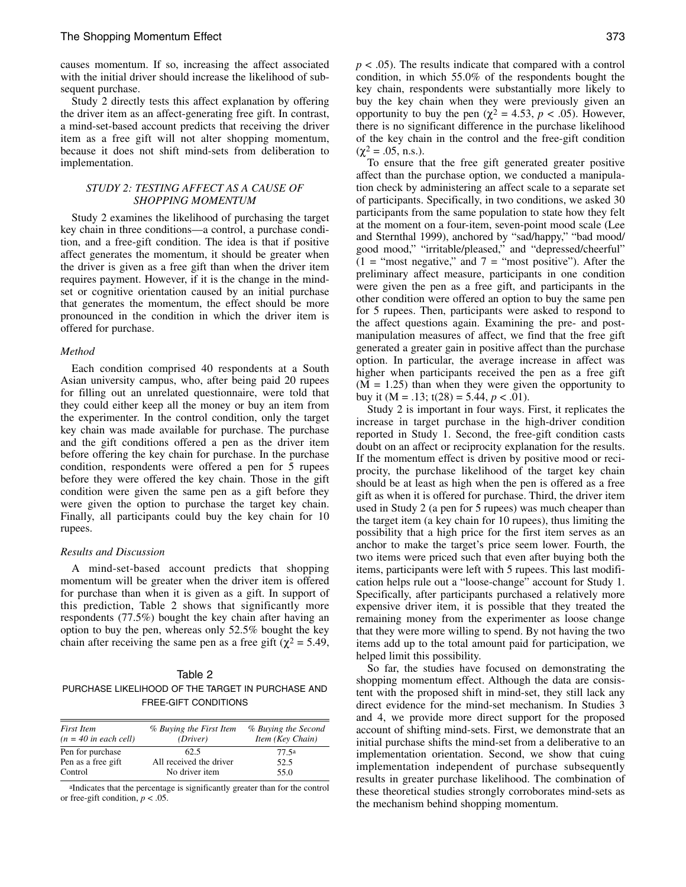causes momentum. If so, increasing the affect associated with the initial driver should increase the likelihood of subsequent purchase.

Study 2 directly tests this affect explanation by offering the driver item as an affect-generating free gift. In contrast, a mind-set-based account predicts that receiving the driver item as a free gift will not alter shopping momentum, because it does not shift mind-sets from deliberation to implementation.

### *STUDY 2: TESTING AFFECT AS A CAUSE OF SHOPPING MOMENTUM*

Study 2 examines the likelihood of purchasing the target key chain in three conditions—a control, a purchase condition, and a free-gift condition. The idea is that if positive affect generates the momentum, it should be greater when the driver is given as a free gift than when the driver item requires payment. However, if it is the change in the mind-set or cognitive orientation caused by an initial purchase that generates the momentum, the effect should be more pronounced in the condition in which the driver item is offered for purchase.

#### *Method*

Each condition comprised 40 respondents at a South Asian university campus, who, after being paid 20 rupees for filling out an unrelated questionnaire, were told that they could either keep all the money or buy an item from the experimenter. In the control condition, only the target key chain was made available for purchase. The purchase and the gift conditions offered a pen as the driver item before offering the key chain for purchase. In the purchase condition, respondents were offered a pen for 5 rupees before they were offered the key chain. Those in the gift condition were given the same pen as a gift before they were given the option to purchase the target key chain. Finally, all participants could buy the key chain for 10 rupees.

#### *Results and Discussion*

A mind-set-based account predicts that shopping momentum will be greater when the driver item is offered for purchase than when it is given as a gift. In support of this prediction, Table 2 shows that significantly more respondents (77.5%) bought the key chain after having an option to buy the pen, whereas only 52.5% bought the key chain after receiving the same pen as a free gift ($\chi^2 = 5.49$, $p < .05$). The results indicate that compared with a control condition, in which 55.0% of the respondents bought the key chain, respondents were substantially more likely to buy the key chain when they were previously given an opportunity to buy the pen ($\chi^2 = 4.53$, $p < .05$). However, there is no significant difference in the purchase likelihood of the key chain in the control and the free-gift condition ($\chi^2 = .05$, n.s.).

Table 2

PURCHASE LIKELIHOOD OF THE TARGET IN PURCHASE AND FREE-GIFT CONDITIONS

| *First Item (n = 40 in each cell)* | *% Buying the First Item (Driver)* | *% Buying the Second Item (Key Chain)* |
|---|---|---|
| Pen for purchase | 62.5 | 77.5[a] |
| Pen as a free gift | All received the driver | 52.5 |
| Control | No driver item | 55.0 |

[a]Indicates that the percentage is significantly greater than for the control or free-gift condition, $p < .05$.

To ensure that the free gift generated greater positive affect than the purchase option, we conducted a manipulation check by administering an affect scale to a separate set of participants. Specifically, in two conditions, we asked 30 participants from the same population to state how they felt at the moment on a four-item, seven-point mood scale (Lee and Sternthal 1999), anchored by "sad/happy," "bad mood/good mood," "irritable/pleased," and "depressed/cheerful" (1 = "most negative," and 7 = "most positive"). After the preliminary affect measure, participants in one condition were given the pen as a free gift, and participants in the other condition were offered an option to buy the same pen for 5 rupees. Then, participants were asked to respond to the affect questions again. Examining the pre- and postmanipulation measures of affect, we find that the free gift generated a greater gain in positive affect than the purchase option. In particular, the average increase in affect was higher when participants received the pen as a free gift ($M = 1.25$) than when they were given the opportunity to buy it ($M = .13$; $t(28) = 5.44$, $p < .01$).

Study 2 is important in four ways. First, it replicates the increase in target purchase in the high-driver condition reported in Study 1. Second, the free-gift condition casts doubt on an affect or reciprocity explanation for the results. If the momentum effect is driven by positive mood or reciprocity, the purchase likelihood of the target key chain should be at least as high when the pen is offered as a free gift as when it is offered for purchase. Third, the driver item used in Study 2 (a pen for 5 rupees) was much cheaper than the target item (a key chain for 10 rupees), thus limiting the possibility that a high price for the first item serves as an anchor to make the target's price seem lower. Fourth, the two items were priced such that even after buying both the items, participants were left with 5 rupees. This last modification helps rule out a "loose-change" account for Study 1. Specifically, after participants purchased a relatively more expensive driver item, it is possible that they treated the remaining money from the experimenter as loose change that they were more willing to spend. By not having the two items add up to the total amount paid for participation, we helped limit this possibility.

So far, the studies have focused on demonstrating the shopping momentum effect. Although the data are consistent with the proposed shift in mind-set, they still lack any direct evidence for the mind-set mechanism. In Studies 3 and 4, we provide more direct support for the proposed account of shifting mind-sets. First, we demonstrate that an initial purchase shifts the mind-set from a deliberative to an implementation orientation. Second, we show that cuing implementation independent of purchase subsequently results in greater purchase likelihood. The combination of these theoretical studies strongly corroborates mind-sets as the mechanism behind shopping momentum.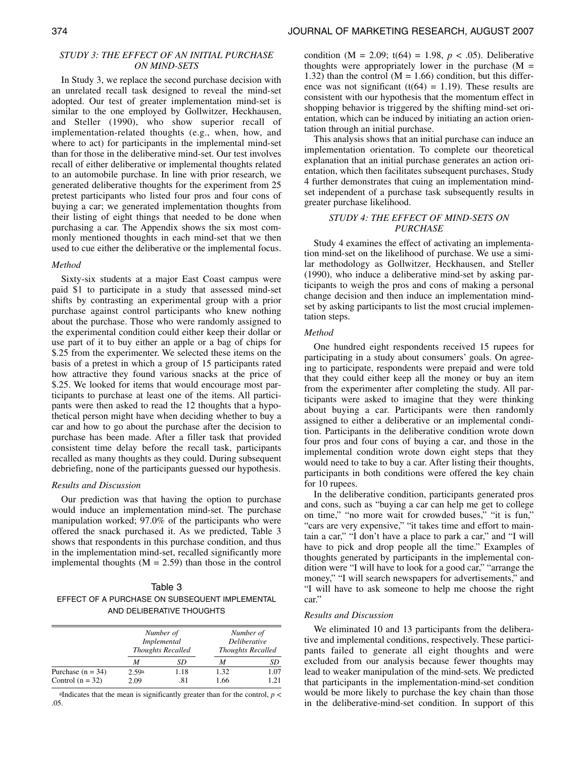### STUDY 3: THE EFFECT OF AN INITIAL PURCHASE ON MIND-SETS

In Study 3, we replace the second purchase decision with an unrelated recall task designed to reveal the mind-set adopted. Our test of greater implementation mind-set is similar to the one employed by Gollwitzer, Heckhausen, and Steller (1990), who show superior recall of implementation-related thoughts (e.g., when, how, and where to act) for participants in the implemental mind-set than for those in the deliberative mind-set. Our test involves recall of either deliberative or implemental thoughts related to an automobile purchase. In line with prior research, we generated deliberative thoughts for the experiment from 25 pretest participants who listed four pros and four cons of buying a car; we generated implementation thoughts from their listing of eight things that needed to be done when purchasing a car. The Appendix shows the six most commonly mentioned thoughts in each mind-set that we then used to cue either the deliberative or the implemental focus.

#### *Method*

Sixty-six students at a major East Coast campus were paid \$1 to participate in a study that assessed mind-set shifts by contrasting an experimental group with a prior purchase against control participants who knew nothing about the purchase. Those who were randomly assigned to the experimental condition could either keep their dollar or use part of it to buy either an apple or a bag of chips for \$.25 from the experimenter. We selected these items on the basis of a pretest in which a group of 15 participants rated how attractive they found various snacks at the price of \$.25. We looked for items that would encourage most participants to purchase at least one of the items. All participants were then asked to read the 12 thoughts that a hypothetical person might have when deciding whether to buy a car and how to go about the purchase after the decision to purchase has been made. After a filler task that provided consistent time delay before the recall task, participants recalled as many thoughts as they could. During subsequent debriefing, none of the participants guessed our hypothesis.

#### *Results and Discussion*

Our prediction was that having the option to purchase would induce an implementation mind-set. The purchase manipulation worked; 97.0% of the participants who were offered the snack purchased it. As we predicted, Table 3 shows that respondents in this purchase condition, and thus in the implementation mind-set, recalled significantly more implemental thoughts ($M = 2.59$) than those in the control condition ($M = 2.09$; $t(64) = 1.98$, $p < .05$). Deliberative thoughts were appropriately lower in the purchase ($M = 1.32$) than the control ($M = 1.66$) condition, but this difference was not significant ($t(64) = 1.19$). These results are consistent with our hypothesis that the momentum effect in shopping behavior is triggered by the shifting mind-set orientation, which can be induced by initiating an action orientation through an initial purchase.

This analysis shows that an initial purchase can induce an implementation orientation. To complete our theoretical explanation that an initial purchase generates an action orientation, which then facilitates subsequent purchases, Study 4 further demonstrates that cuing an implementation mind-set independent of a purchase task subsequently results in greater purchase likelihood.

Table 3
EFFECT OF A PURCHASE ON SUBSEQUENT IMPLEMENTAL AND DELIBERATIVE THOUGHTS

| | *Number of Implemental Thoughts Recalled* | | *Number of Deliberative Thoughts Recalled* | |
|---|---|---|---|---|
| | *M* | *SD* | *M* | *SD* |
| Purchase (n = 34) | 2.59[a] | 1.18 | 1.32 | 1.07 |
| Control (n = 32) | 2.09 | .81 | 1.66 | 1.21 |

[a]Indicates that the mean is significantly greater than for the control, $p < .05$.

### STUDY 4: THE EFFECT OF MIND-SETS ON PURCHASE

Study 4 examines the effect of activating an implementation mind-set on the likelihood of purchase. We use a similar methodology as Gollwitzer, Heckhausen, and Steller (1990), who induce a deliberative mind-set by asking participants to weigh the pros and cons of making a personal change decision and then induce an implementation mind-set by asking participants to list the most crucial implementation steps.

#### *Method*

One hundred eight respondents received 15 rupees for participating in a study about consumers' goals. On agreeing to participate, respondents were prepaid and were told that they could either keep all the money or buy an item from the experimenter after completing the study. All participants were asked to imagine that they were thinking about buying a car. Participants were then randomly assigned to either a deliberative or an implemental condition. Participants in the deliberative condition wrote down four pros and four cons of buying a car, and those in the implemental condition wrote down eight steps that they would need to take to buy a car. After listing their thoughts, participants in both conditions were offered the key chain for 10 rupees.

In the deliberative condition, participants generated pros and cons, such as "buying a car can help me get to college on time," "no more wait for crowded buses," "it is fun," "cars are very expensive," "it takes time and effort to maintain a car," "I don't have a place to park a car," and "I will have to pick and drop people all the time." Examples of thoughts generated by participants in the implemental condition were "I will have to look for a good car," "arrange the money," "I will search newspapers for advertisements," and "I will have to ask someone to help me choose the right car."

#### *Results and Discussion*

We eliminated 10 and 13 participants from the deliberative and implemental conditions, respectively. These participants failed to generate all eight thoughts and were excluded from our analysis because fewer thoughts may lead to weaker manipulation of the mind-sets. We predicted that participants in the implementation-mind-set condition would be more likely to purchase the key chain than those in the deliberative-mind-set condition. In support of this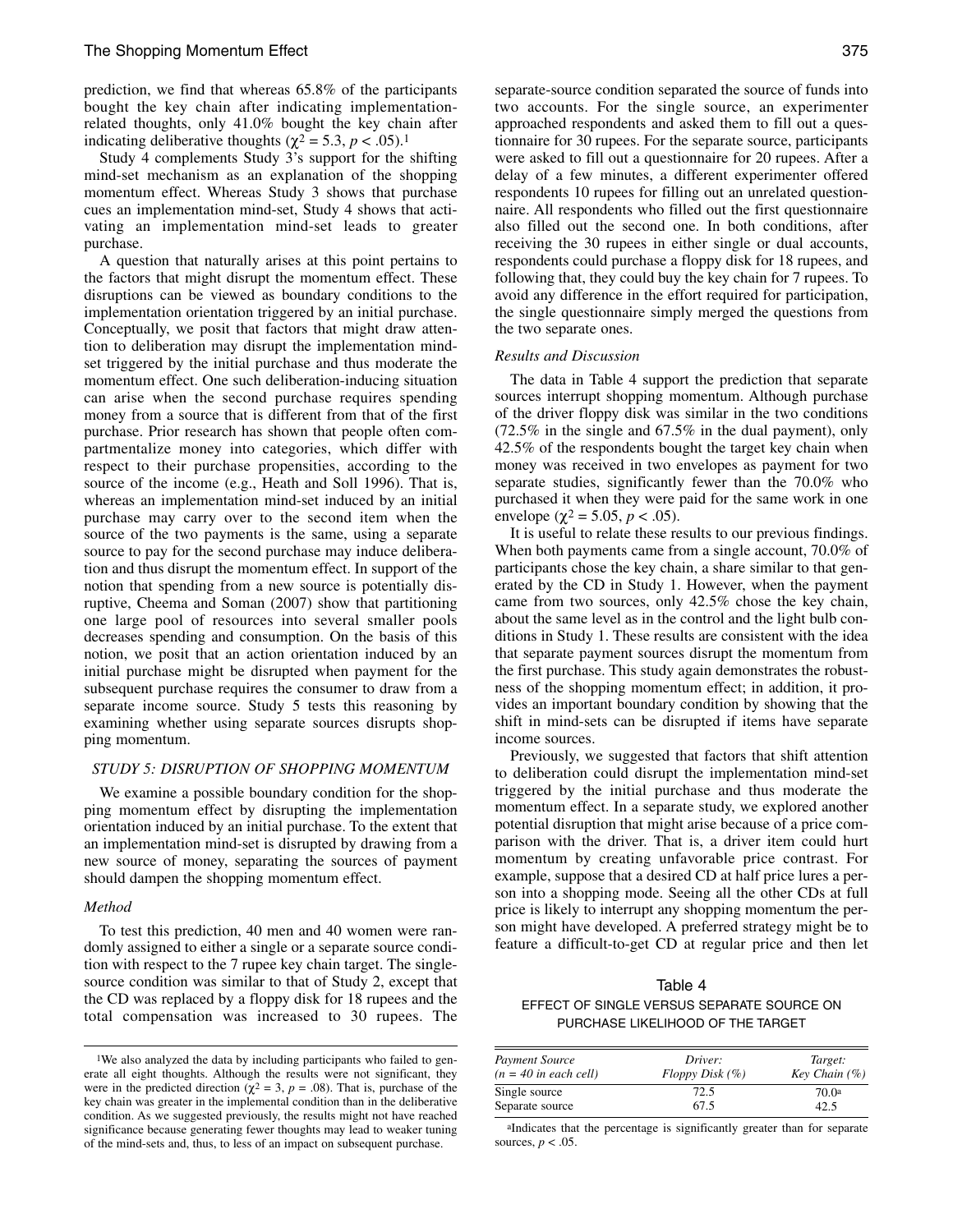prediction, we find that whereas 65.8% of the participants bought the key chain after indicating implementation-related thoughts, only 41.0% bought the key chain after indicating deliberative thoughts ($\chi^2 = 5.3$, $p < .05$).[1]

Study 4 complements Study 3's support for the shifting mind-set mechanism as an explanation of the shopping momentum effect. Whereas Study 3 shows that purchase cues an implementation mind-set, Study 4 shows that activating an implementation mind-set leads to greater purchase.

A question that naturally arises at this point pertains to the factors that might disrupt the momentum effect. These disruptions can be viewed as boundary conditions to the implementation orientation triggered by an initial purchase. Conceptually, we posit that factors that might draw attention to deliberation may disrupt the implementation mind-set triggered by the initial purchase and thus moderate the momentum effect. One such deliberation-inducing situation can arise when the second purchase requires spending money from a source that is different from that of the first purchase. Prior research has shown that people often compartmentalize money into categories, which differ with respect to their purchase propensities, according to the source of the income (e.g., Heath and Soll 1996). That is, whereas an implementation mind-set induced by an initial purchase may carry over to the second item when the source of the two payments is the same, using a separate source to pay for the second purchase may induce deliberation and thus disrupt the momentum effect. In support of the notion that spending from a new source is potentially disruptive, Cheema and Soman (2007) show that partitioning one large pool of resources into several smaller pools decreases spending and consumption. On the basis of this notion, we posit that an action orientation induced by an initial purchase might be disrupted when payment for the subsequent purchase requires the consumer to draw from a separate income source. Study 5 tests this reasoning by examining whether using separate sources disrupts shopping momentum.

## STUDY 5: DISRUPTION OF SHOPPING MOMENTUM

We examine a possible boundary condition for the shopping momentum effect by disrupting the implementation orientation induced by an initial purchase. To the extent that an implementation mind-set is disrupted by drawing from a new source of money, separating the sources of payment should dampen the shopping momentum effect.

### *Method*

To test this prediction, 40 men and 40 women were randomly assigned to either a single or a separate source condition with respect to the 7 rupee key chain target. The single-source condition was similar to that of Study 2, except that the CD was replaced by a floppy disk for 18 rupees and the total compensation was increased to 30 rupees. The separate-source condition separated the source of funds into two accounts. For the single source, an experimenter approached respondents and asked them to fill out a questionnaire for 30 rupees. For the separate source, participants were asked to fill out a questionnaire for 20 rupees. After a delay of a few minutes, a different experimenter offered respondents 10 rupees for filling out an unrelated questionnaire. All respondents who filled out the first questionnaire also filled out the second one. In both conditions, after receiving the 30 rupees in either single or dual accounts, respondents could purchase a floppy disk for 18 rupees, and following that, they could buy the key chain for 7 rupees. To avoid any difference in the effort required for participation, the single questionnaire simply merged the questions from the two separate ones.

### *Results and Discussion*

The data in Table 4 support the prediction that separate sources interrupt shopping momentum. Although purchase of the driver floppy disk was similar in the two conditions (72.5% in the single and 67.5% in the dual payment), only 42.5% of the respondents bought the target key chain when money was received in two envelopes as payment for two separate studies, significantly fewer than the 70.0% who purchased it when they were paid for the same work in one envelope ($\chi^2 = 5.05$, $p < .05$).

It is useful to relate these results to our previous findings. When both payments came from a single account, 70.0% of participants chose the key chain, a share similar to that generated by the CD in Study 1. However, when the payment came from two sources, only 42.5% chose the key chain, about the same level as in the control and the light bulb conditions in Study 1. These results are consistent with the idea that separate payment sources disrupt the momentum from the first purchase. This study again demonstrates the robustness of the shopping momentum effect; in addition, it provides an important boundary condition by showing that the shift in mind-sets can be disrupted if items have separate income sources.

Previously, we suggested that factors that shift attention to deliberation could disrupt the implementation mind-set triggered by the initial purchase and thus moderate the momentum effect. In a separate study, we explored another potential disruption that might arise because of a price comparison with the driver. That is, a driver item could hurt momentum by creating unfavorable price contrast. For example, suppose that a desired CD at half price lures a person into a shopping mode. Seeing all the other CDs at full price is likely to interrupt any shopping momentum the person might have developed. A preferred strategy might be to feature a difficult-to-get CD at regular price and then let

Table 4

EFFECT OF SINGLE VERSUS SEPARATE SOURCE ON PURCHASE LIKELIHOOD OF THE TARGET

| *Payment Source* ($n$ = 40 in each cell) | *Driver:* *Floppy Disk (%)* | *Target:* *Key Chain (%)* |
|---|---|---|
| Single source | 72.5 | 70.0[a] |
| Separate source | 67.5 | 42.5 |

[a]Indicates that the percentage is significantly greater than for separate sources, $p < .05$.

[1]We also analyzed the data by including participants who failed to generate all eight thoughts. Although the results were not significant, they were in the predicted direction ($\chi^2 = 3$, $p = .08$). That is, purchase of the key chain was greater in the implemental condition than in the deliberative condition. As we suggested previously, the results might not have reached significance because generating fewer thoughts may lead to weaker tuning of the mind-sets and, thus, to less of an impact on subsequent purchase.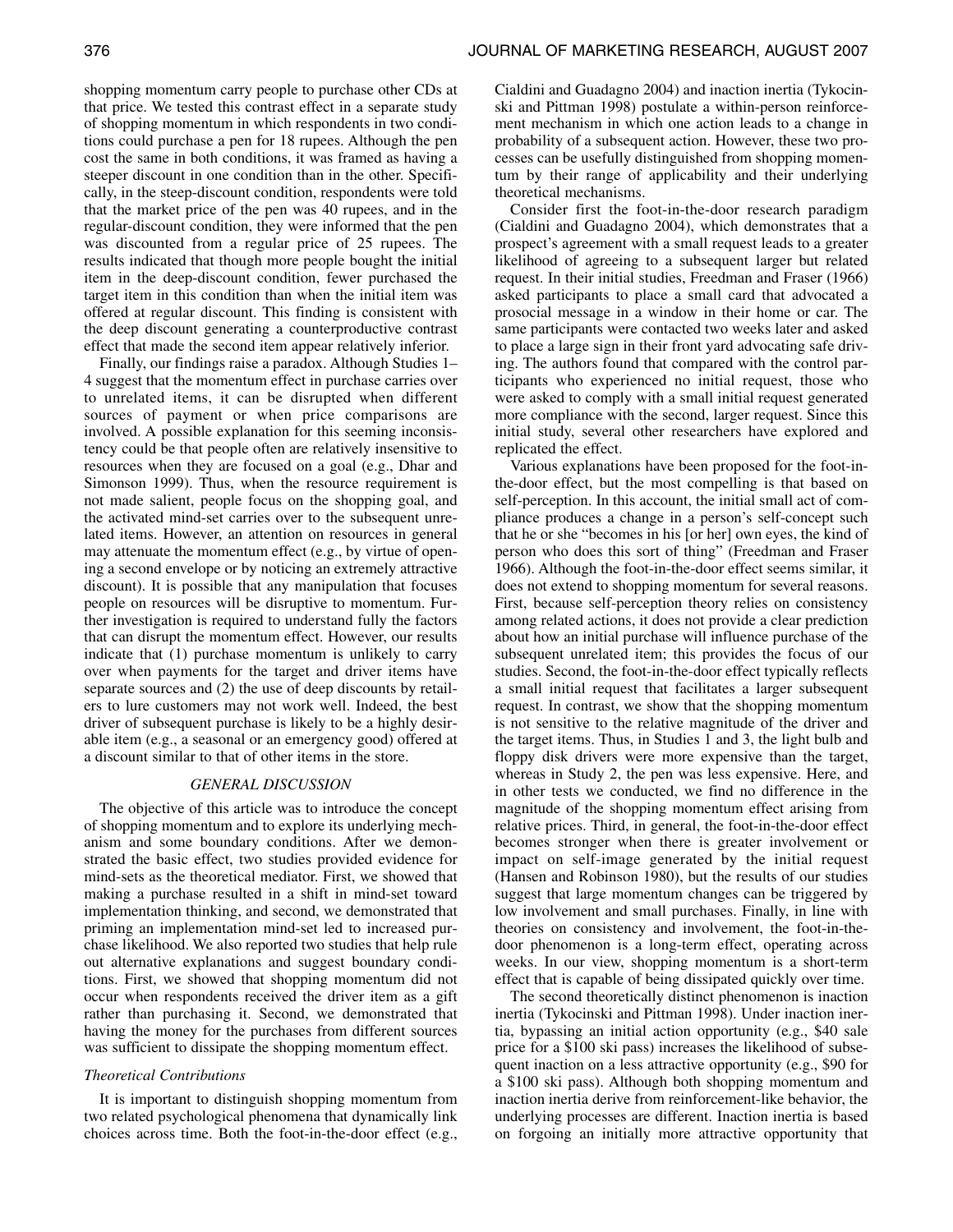shopping momentum carry people to purchase other CDs at that price. We tested this contrast effect in a separate study of shopping momentum in which respondents in two conditions could purchase a pen for 18 rupees. Although the pen cost the same in both conditions, it was framed as having a steeper discount in one condition than in the other. Specifically, in the steep-discount condition, respondents were told that the market price of the pen was 40 rupees, and in the regular-discount condition, they were informed that the pen was discounted from a regular price of 25 rupees. The results indicated that though more people bought the initial item in the deep-discount condition, fewer purchased the target item in this condition than when the initial item was offered at regular discount. This finding is consistent with the deep discount generating a counterproductive contrast effect that made the second item appear relatively inferior.

Finally, our findings raise a paradox. Although Studies 1–4 suggest that the momentum effect in purchase carries over to unrelated items, it can be disrupted when different sources of payment or when price comparisons are involved. A possible explanation for this seeming inconsistency could be that people often are relatively insensitive to resources when they are focused on a goal (e.g., Dhar and Simonson 1999). Thus, when the resource requirement is not made salient, people focus on the shopping goal, and the activated mind-set carries over to the subsequent unrelated items. However, an attention on resources in general may attenuate the momentum effect (e.g., by virtue of opening a second envelope or by noticing an extremely attractive discount). It is possible that any manipulation that focuses people on resources will be disruptive to momentum. Further investigation is required to understand fully the factors that can disrupt the momentum effect. However, our results indicate that (1) purchase momentum is unlikely to carry over when payments for the target and driver items have separate sources and (2) the use of deep discounts by retailers to lure customers may not work well. Indeed, the best driver of subsequent purchase is likely to be a highly desirable item (e.g., a seasonal or an emergency good) offered at a discount similar to that of other items in the store.

## GENERAL DISCUSSION

The objective of this article was to introduce the concept of shopping momentum and to explore its underlying mechanism and some boundary conditions. After we demonstrated the basic effect, two studies provided evidence for mind-sets as the theoretical mediator. First, we showed that making a purchase resulted in a shift in mind-set toward implementation thinking, and second, we demonstrated that priming an implementation mind-set led to increased purchase likelihood. We also reported two studies that help rule out alternative explanations and suggest boundary conditions. First, we showed that shopping momentum did not occur when respondents received the driver item as a gift rather than purchasing it. Second, we demonstrated that having the money for the purchases from different sources was sufficient to dissipate the shopping momentum effect.

### *Theoretical Contributions*

It is important to distinguish shopping momentum from two related psychological phenomena that dynamically link choices across time. Both the foot-in-the-door effect (e.g., Cialdini and Guadagno 2004) and inaction inertia (Tykocinski and Pittman 1998) postulate a within-person reinforcement mechanism in which one action leads to a change in probability of a subsequent action. However, these two processes can be usefully distinguished from shopping momentum by their range of applicability and their underlying theoretical mechanisms.

Consider first the foot-in-the-door research paradigm (Cialdini and Guadagno 2004), which demonstrates that a prospect's agreement with a small request leads to a greater likelihood of agreeing to a subsequent larger but related request. In their initial studies, Freedman and Fraser (1966) asked participants to place a small card that advocated a prosocial message in a window in their home or car. The same participants were contacted two weeks later and asked to place a large sign in their front yard advocating safe driving. The authors found that compared with the control participants who experienced no initial request, those who were asked to comply with a small initial request generated more compliance with the second, larger request. Since this initial study, several other researchers have explored and replicated the effect.

Various explanations have been proposed for the foot-in-the-door effect, but the most compelling is that based on self-perception. In this account, the initial small act of compliance produces a change in a person's self-concept such that he or she "becomes in his [or her] own eyes, the kind of person who does this sort of thing" (Freedman and Fraser 1966). Although the foot-in-the-door effect seems similar, it does not extend to shopping momentum for several reasons. First, because self-perception theory relies on consistency among related actions, it does not provide a clear prediction about how an initial purchase will influence purchase of the subsequent unrelated item; this provides the focus of our studies. Second, the foot-in-the-door effect typically reflects a small initial request that facilitates a larger subsequent request. In contrast, we show that the shopping momentum is not sensitive to the relative magnitude of the driver and the target items. Thus, in Studies 1 and 3, the light bulb and floppy disk drivers were more expensive than the target, whereas in Study 2, the pen was less expensive. Here, and in other tests we conducted, we find no difference in the magnitude of the shopping momentum effect arising from relative prices. Third, in general, the foot-in-the-door effect becomes stronger when there is greater involvement or impact on self-image generated by the initial request (Hansen and Robinson 1980), but the results of our studies suggest that large momentum changes can be triggered by low involvement and small purchases. Finally, in line with theories on consistency and involvement, the foot-in-the-door phenomenon is a long-term effect, operating across weeks. In our view, shopping momentum is a short-term effect that is capable of being dissipated quickly over time.

The second theoretically distinct phenomenon is inaction inertia (Tykocinski and Pittman 1998). Under inaction inertia, bypassing an initial action opportunity (e.g., $40 sale price for a $100 ski pass) increases the likelihood of subsequent inaction on a less attractive opportunity (e.g., $90 for a $100 ski pass). Although both shopping momentum and inaction inertia derive from reinforcement-like behavior, the underlying processes are different. Inaction inertia is based on forgoing an initially more attractive opportunity that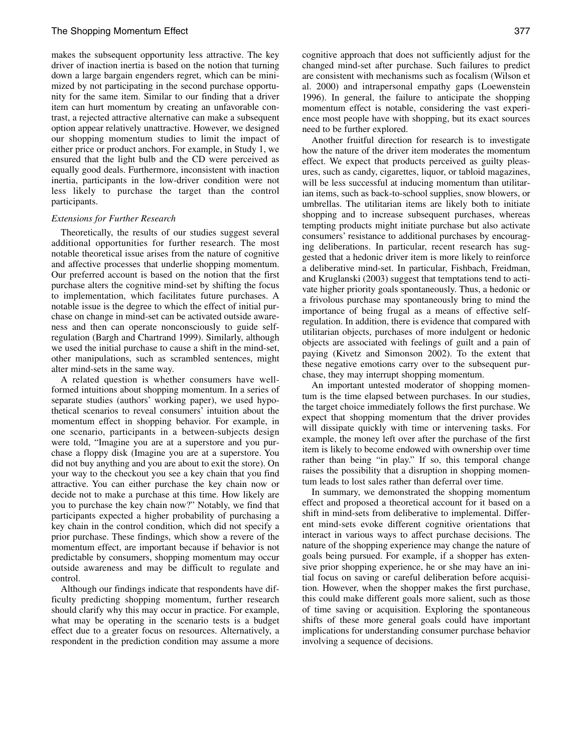makes the subsequent opportunity less attractive. The key driver of inaction inertia is based on the notion that turning down a large bargain engenders regret, which can be minimized by not participating in the second purchase opportunity for the same item. Similar to our finding that a driver item can hurt momentum by creating an unfavorable contrast, a rejected attractive alternative can make a subsequent option appear relatively unattractive. However, we designed our shopping momentum studies to limit the impact of either price or product anchors. For example, in Study 1, we ensured that the light bulb and the CD were perceived as equally good deals. Furthermore, inconsistent with inaction inertia, participants in the low-driver condition were not less likely to purchase the target than the control participants.

*Extensions for Further Research*

Theoretically, the results of our studies suggest several additional opportunities for further research. The most notable theoretical issue arises from the nature of cognitive and affective processes that underlie shopping momentum. Our preferred account is based on the notion that the first purchase alters the cognitive mind-set by shifting the focus to implementation, which facilitates future purchases. A notable issue is the degree to which the effect of initial purchase on change in mind-set can be activated outside awareness and then can operate nonconsciously to guide self-regulation (Bargh and Chartrand 1999). Similarly, although we used the initial purchase to cause a shift in the mind-set, other manipulations, such as scrambled sentences, might alter mind-sets in the same way.

A related question is whether consumers have well-formed intuitions about shopping momentum. In a series of separate studies (authors' working paper), we used hypothetical scenarios to reveal consumers' intuition about the momentum effect in shopping behavior. For example, in one scenario, participants in a between-subjects design were told, "Imagine you are at a superstore and you purchase a floppy disk (Imagine you are at a superstore. You did not buy anything and you are about to exit the store). On your way to the checkout you see a key chain that you find attractive. You can either purchase the key chain now or decide not to make a purchase at this time. How likely are you to purchase the key chain now?" Notably, we find that participants expected a higher probability of purchasing a key chain in the control condition, which did not specify a prior purchase. These findings, which show a revere of the momentum effect, are important because if behavior is not predictable by consumers, shopping momentum may occur outside awareness and may be difficult to regulate and control.

Although our findings indicate that respondents have difficulty predicting shopping momentum, further research should clarify why this may occur in practice. For example, what may be operating in the scenario tests is a budget effect due to a greater focus on resources. Alternatively, a respondent in the prediction condition may assume a more cognitive approach that does not sufficiently adjust for the changed mind-set after purchase. Such failures to predict are consistent with mechanisms such as focalism (Wilson et al. 2000) and intrapersonal empathy gaps (Loewenstein 1996). In general, the failure to anticipate the shopping momentum effect is notable, considering the vast experience most people have with shopping, but its exact sources need to be further explored.

Another fruitful direction for research is to investigate how the nature of the driver item moderates the momentum effect. We expect that products perceived as guilty pleasures, such as candy, cigarettes, liquor, or tabloid magazines, will be less successful at inducing momentum than utilitarian items, such as back-to-school supplies, snow blowers, or umbrellas. The utilitarian items are likely both to initiate shopping and to increase subsequent purchases, whereas tempting products might initiate purchase but also activate consumers' resistance to additional purchases by encouraging deliberations. In particular, recent research has suggested that a hedonic driver item is more likely to reinforce a deliberative mind-set. In particular, Fishbach, Freidman, and Kruglanski (2003) suggest that temptations tend to activate higher priority goals spontaneously. Thus, a hedonic or a frivolous purchase may spontaneously bring to mind the importance of being frugal as a means of effective self-regulation. In addition, there is evidence that compared with utilitarian objects, purchases of more indulgent or hedonic objects are associated with feelings of guilt and a pain of paying (Kivetz and Simonson 2002). To the extent that these negative emotions carry over to the subsequent purchase, they may interrupt shopping momentum.

An important untested moderator of shopping momentum is the time elapsed between purchases. In our studies, the target choice immediately follows the first purchase. We expect that shopping momentum that the driver provides will dissipate quickly with time or intervening tasks. For example, the money left over after the purchase of the first item is likely to become endowed with ownership over time rather than being "in play." If so, this temporal change raises the possibility that a disruption in shopping momentum leads to lost sales rather than deferral over time.

In summary, we demonstrated the shopping momentum effect and proposed a theoretical account for it based on a shift in mind-sets from deliberative to implemental. Different mind-sets evoke different cognitive orientations that interact in various ways to affect purchase decisions. The nature of the shopping experience may change the nature of goals being pursued. For example, if a shopper has extensive prior shopping experience, he or she may have an initial focus on saving or careful deliberation before acquisition. However, when the shopper makes the first purchase, this could make different goals more salient, such as those of time saving or acquisition. Exploring the spontaneous shifts of these more general goals could have important implications for understanding consumer purchase behavior involving a sequence of decisions.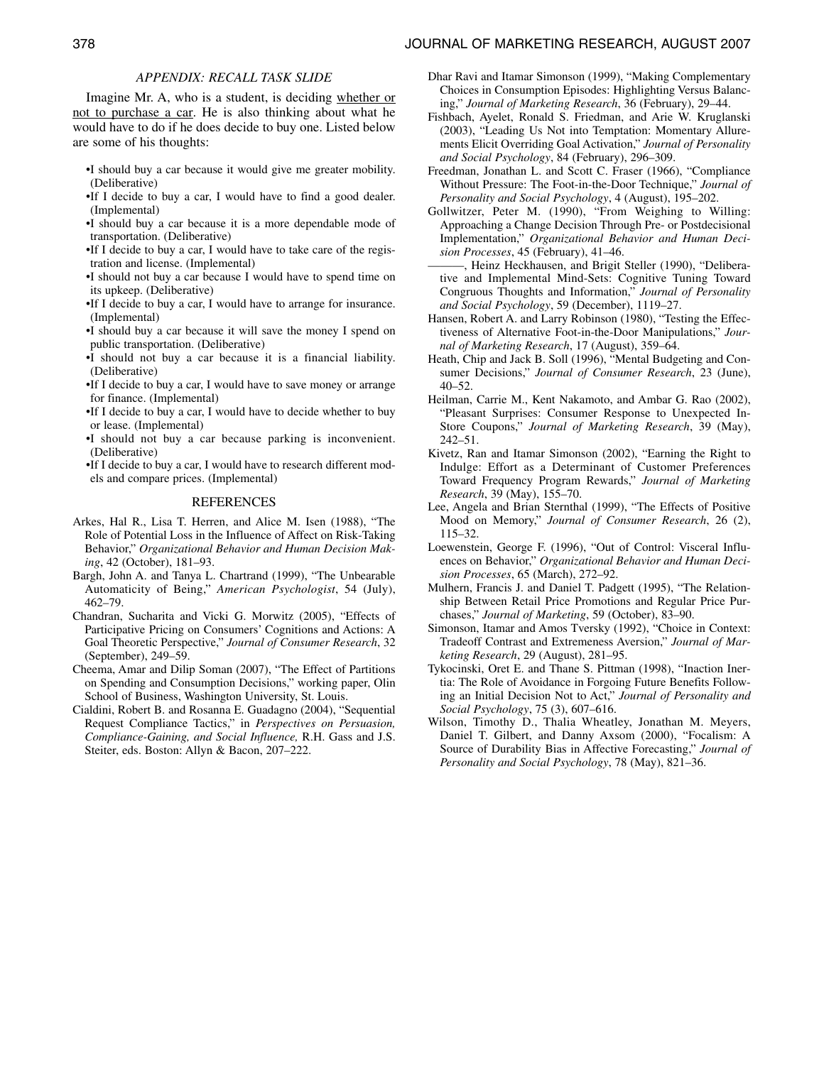## APPENDIX: RECALL TASK SLIDE

Imagine Mr. A, who is a student, is deciding whether or not to purchase a car. He is also thinking about what he would have to do if he does decide to buy one. Listed below are some of his thoughts:

- I should buy a car because it would give me greater mobility. (Deliberative)
- If I decide to buy a car, I would have to find a good dealer. (Implemental)
- I should buy a car because it is a more dependable mode of transportation. (Deliberative)
- If I decide to buy a car, I would have to take care of the registration and license. (Implemental)
- I should not buy a car because I would have to spend time on its upkeep. (Deliberative)
- If I decide to buy a car, I would have to arrange for insurance. (Implemental)
- I should buy a car because it will save the money I spend on public transportation. (Deliberative)
- I should not buy a car because it is a financial liability. (Deliberative)
- If I decide to buy a car, I would have to save money or arrange for finance. (Implemental)
- If I decide to buy a car, I would have to decide whether to buy or lease. (Implemental)
- I should not buy a car because parking is inconvenient. (Deliberative)
- If I decide to buy a car, I would have to research different models and compare prices. (Implemental)

## REFERENCES

Arkes, Hal R., Lisa T. Herren, and Alice M. Isen (1988), "The Role of Potential Loss in the Influence of Affect on Risk-Taking Behavior," *Organizational Behavior and Human Decision Making*, 42 (October), 181–93.

Bargh, John A. and Tanya L. Chartrand (1999), "The Unbearable Automaticity of Being," *American Psychologist*, 54 (July), 462–79.

Chandran, Sucharita and Vicki G. Morwitz (2005), "Effects of Participative Pricing on Consumers' Cognitions and Actions: A Goal Theoretic Perspective," *Journal of Consumer Research*, 32 (September), 249–59.

Cheema, Amar and Dilip Soman (2007), "The Effect of Partitions on Spending and Consumption Decisions," working paper, Olin School of Business, Washington University, St. Louis.

Cialdini, Robert B. and Rosanna E. Guadagno (2004), "Sequential Request Compliance Tactics," in *Perspectives on Persuasion, Compliance-Gaining, and Social Influence,* R.H. Gass and J.S. Steiter, eds. Boston: Allyn & Bacon, 207–222.

Dhar Ravi and Itamar Simonson (1999), "Making Complementary Choices in Consumption Episodes: Highlighting Versus Balancing," *Journal of Marketing Research*, 36 (February), 29–44.

Fishbach, Ayelet, Ronald S. Friedman, and Arie W. Kruglanski (2003), "Leading Us Not into Temptation: Momentary Allurements Elicit Overriding Goal Activation," *Journal of Personality and Social Psychology*, 84 (February), 296–309.

Freedman, Jonathan L. and Scott C. Fraser (1966), "Compliance Without Pressure: The Foot-in-the-Door Technique," *Journal of Personality and Social Psychology*, 4 (August), 195–202.

Gollwitzer, Peter M. (1990), "From Weighing to Willing: Approaching a Change Decision Through Pre- or Postdecisional Implementation," *Organizational Behavior and Human Decision Processes*, 45 (February), 41–46.

———, Heinz Heckhausen, and Brigit Steller (1990), "Deliberative and Implemental Mind-Sets: Cognitive Tuning Toward Congruous Thoughts and Information," *Journal of Personality and Social Psychology*, 59 (December), 1119–27.

Hansen, Robert A. and Larry Robinson (1980), "Testing the Effectiveness of Alternative Foot-in-the-Door Manipulations," *Journal of Marketing Research*, 17 (August), 359–64.

Heath, Chip and Jack B. Soll (1996), "Mental Budgeting and Consumer Decisions," *Journal of Consumer Research*, 23 (June), 40–52.

Heilman, Carrie M., Kent Nakamoto, and Ambar G. Rao (2002), "Pleasant Surprises: Consumer Response to Unexpected In-Store Coupons," *Journal of Marketing Research*, 39 (May), 242–51.

Kivetz, Ran and Itamar Simonson (2002), "Earning the Right to Indulge: Effort as a Determinant of Customer Preferences Toward Frequency Program Rewards," *Journal of Marketing Research*, 39 (May), 155–70.

Lee, Angela and Brian Sternthal (1999), "The Effects of Positive Mood on Memory," *Journal of Consumer Research*, 26 (2), 115–32.

Loewenstein, George F. (1996), "Out of Control: Visceral Influences on Behavior," *Organizational Behavior and Human Decision Processes*, 65 (March), 272–92.

Mulhern, Francis J. and Daniel T. Padgett (1995), "The Relationship Between Retail Price Promotions and Regular Price Purchases," *Journal of Marketing*, 59 (October), 83–90.

Simonson, Itamar and Amos Tversky (1992), "Choice in Context: Tradeoff Contrast and Extremeness Aversion," *Journal of Marketing Research*, 29 (August), 281–95.

Tykocinski, Oret E. and Thane S. Pittman (1998), "Inaction Inertia: The Role of Avoidance in Forgoing Future Benefits Following an Initial Decision Not to Act," *Journal of Personality and Social Psychology*, 75 (3), 607–616.

Wilson, Timothy D., Thalia Wheatley, Jonathan M. Meyers, Daniel T. Gilbert, and Danny Axsom (2000), "Focalism: A Source of Durability Bias in Affective Forecasting," *Journal of Personality and Social Psychology*, 78 (May), 821–36.